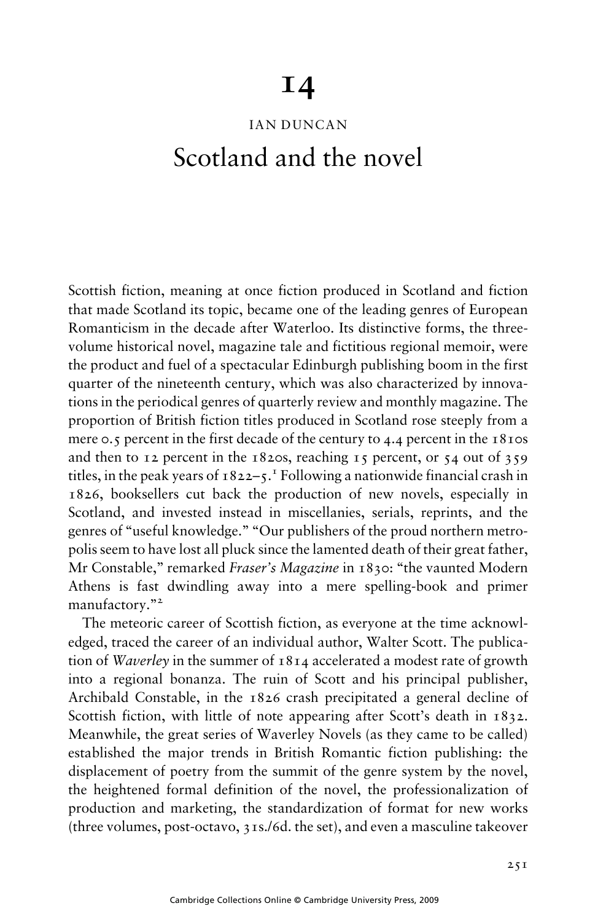# 14

IAN DUNCAN

## Scotland and the novel

Scottish fiction, meaning at once fiction produced in Scotland and fiction that made Scotland its topic, became one of the leading genres of European Romanticism in the decade after Waterloo. Its distinctive forms, the three-volume historical novel, magazine tale and fictitious regional memoir, were the product and fuel of a spectacular Edinburgh publishing boom in the first quarter of the nineteenth century, which was also characterized by innovations in the periodical genres of quarterly review and monthly magazine. The proportion of British fiction titles produced in Scotland rose steeply from a mere 0.5 percent in the first decade of the century to 4.4 percent in the 1810s and then to 12 percent in the 1820s, reaching 15 percent, or 54 out of 359 titles, in the peak years of 1822–5.[1] Following a nationwide financial crash in 1826, booksellers cut back the production of new novels, especially in Scotland, and invested instead in miscellanies, serials, reprints, and the genres of "useful knowledge." "Our publishers of the proud northern metropolis seem to have lost all pluck since the lamented death of their great father, Mr Constable," remarked *Fraser's Magazine* in 1830: "the vaunted Modern Athens is fast dwindling away into a mere spelling-book and primer manufactory."[2]

The meteoric career of Scottish fiction, as everyone at the time acknowledged, traced the career of an individual author, Walter Scott. The publication of *Waverley* in the summer of 1814 accelerated a modest rate of growth into a regional bonanza. The ruin of Scott and his principal publisher, Archibald Constable, in the 1826 crash precipitated a general decline of Scottish fiction, with little of note appearing after Scott's death in 1832. Meanwhile, the great series of Waverley Novels (as they came to be called) established the major trends in British Romantic fiction publishing: the displacement of poetry from the summit of the genre system by the novel, the heightened formal definition of the novel, the professionalization of production and marketing, the standardization of format for new works (three volumes, post-octavo, 31s./6d. the set), and even a masculine takeover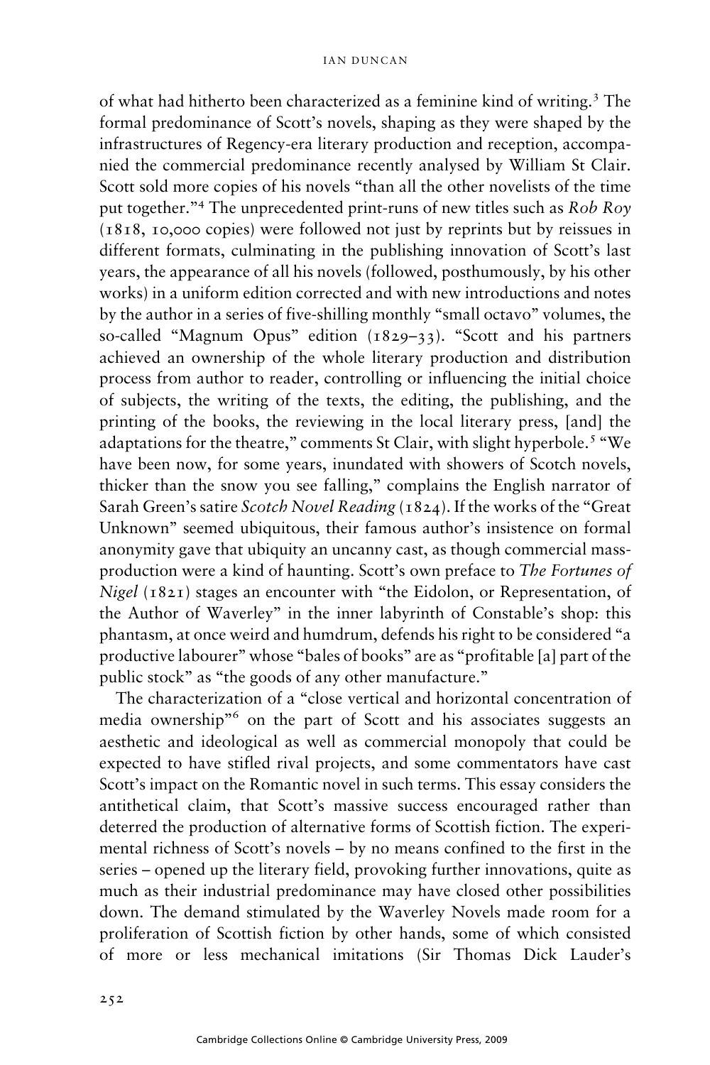of what had hitherto been characterized as a feminine kind of writing.[3] The formal predominance of Scott's novels, shaping as they were shaped by the infrastructures of Regency-era literary production and reception, accompanied the commercial predominance recently analysed by William St Clair. Scott sold more copies of his novels "than all the other novelists of the time put together."[4] The unprecedented print-runs of new titles such as *Rob Roy* (1818, 10,000 copies) were followed not just by reprints but by reissues in different formats, culminating in the publishing innovation of Scott's last years, the appearance of all his novels (followed, posthumously, by his other works) in a uniform edition corrected and with new introductions and notes by the author in a series of five-shilling monthly "small octavo" volumes, the so-called "Magnum Opus" edition (1829–33). "Scott and his partners achieved an ownership of the whole literary production and distribution process from author to reader, controlling or influencing the initial choice of subjects, the writing of the texts, the editing, the publishing, and the printing of the books, the reviewing in the local literary press, [and] the adaptations for the theatre," comments St Clair, with slight hyperbole.[5] "We have been now, for some years, inundated with showers of Scotch novels, thicker than the snow you see falling," complains the English narrator of Sarah Green's satire *Scotch Novel Reading* (1824). If the works of the "Great Unknown" seemed ubiquitous, their famous author's insistence on formal anonymity gave that ubiquity an uncanny cast, as though commercial mass-production were a kind of haunting. Scott's own preface to *The Fortunes of Nigel* (1821) stages an encounter with "the Eidolon, or Representation, of the Author of Waverley" in the inner labyrinth of Constable's shop: this phantasm, at once weird and humdrum, defends his right to be considered "a productive labourer" whose "bales of books" are as "profitable [a] part of the public stock" as "the goods of any other manufacture."

The characterization of a "close vertical and horizontal concentration of media ownership"[6] on the part of Scott and his associates suggests an aesthetic and ideological as well as commercial monopoly that could be expected to have stifled rival projects, and some commentators have cast Scott's impact on the Romantic novel in such terms. This essay considers the antithetical claim, that Scott's massive success encouraged rather than deterred the production of alternative forms of Scottish fiction. The experimental richness of Scott's novels – by no means confined to the first in the series – opened up the literary field, provoking further innovations, quite as much as their industrial predominance may have closed other possibilities down. The demand stimulated by the Waverley Novels made room for a proliferation of Scottish fiction by other hands, some of which consisted of more or less mechanical imitations (Sir Thomas Dick Lauder's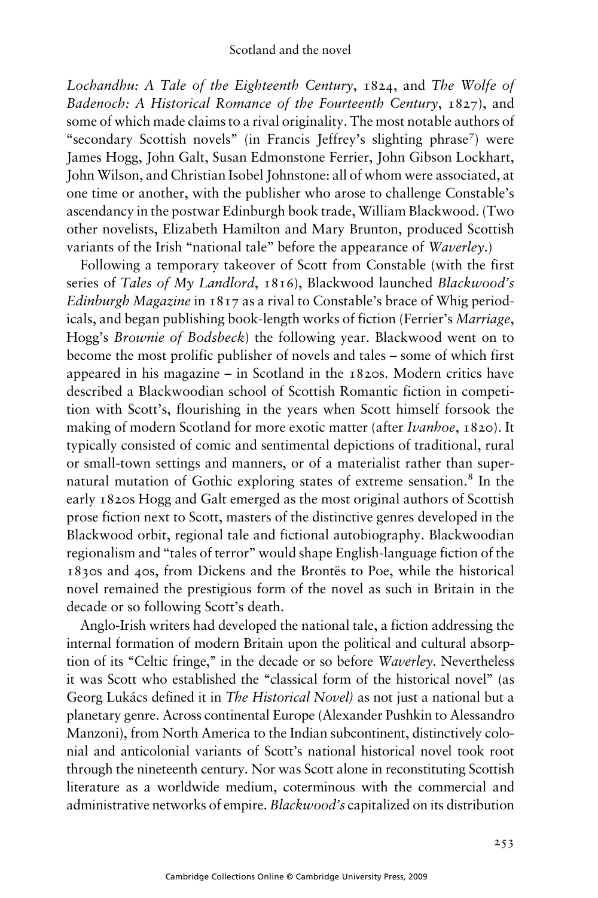*Lochandhu: A Tale of the Eighteenth Century*, 1824, and *The Wolfe of Badenoch: A Historical Romance of the Fourteenth Century*, 1827), and some of which made claims to a rival originality. The most notable authors of "secondary Scottish novels" (in Francis Jeffrey's slighting phrase[7]) were James Hogg, John Galt, Susan Edmonstone Ferrier, John Gibson Lockhart, John Wilson, and Christian Isobel Johnstone: all of whom were associated, at one time or another, with the publisher who arose to challenge Constable's ascendancy in the postwar Edinburgh book trade, William Blackwood. (Two other novelists, Elizabeth Hamilton and Mary Brunton, produced Scottish variants of the Irish "national tale" before the appearance of *Waverley*.)

Following a temporary takeover of Scott from Constable (with the first series of *Tales of My Landlord*, 1816), Blackwood launched *Blackwood's Edinburgh Magazine* in 1817 as a rival to Constable's brace of Whig periodicals, and began publishing book-length works of fiction (Ferrier's *Marriage*, Hogg's *Brownie of Bodsbeck*) the following year. Blackwood went on to become the most prolific publisher of novels and tales – some of which first appeared in his magazine – in Scotland in the 1820s. Modern critics have described a Blackwoodian school of Scottish Romantic fiction in competition with Scott's, flourishing in the years when Scott himself forsook the making of modern Scotland for more exotic matter (after *Ivanhoe*, 1820). It typically consisted of comic and sentimental depictions of traditional, rural or small-town settings and manners, or of a materialist rather than supernatural mutation of Gothic exploring states of extreme sensation.[8] In the early 1820s Hogg and Galt emerged as the most original authors of Scottish prose fiction next to Scott, masters of the distinctive genres developed in the Blackwood orbit, regional tale and fictional autobiography. Blackwoodian regionalism and "tales of terror" would shape English-language fiction of the 1830s and 40s, from Dickens and the Brontës to Poe, while the historical novel remained the prestigious form of the novel as such in Britain in the decade or so following Scott's death.

Anglo-Irish writers had developed the national tale, a fiction addressing the internal formation of modern Britain upon the political and cultural absorption of its "Celtic fringe," in the decade or so before *Waverley*. Nevertheless it was Scott who established the "classical form of the historical novel" (as Georg Lukács defined it in *The Historical Novel*) as not just a national but a planetary genre. Across continental Europe (Alexander Pushkin to Alessandro Manzoni), from North America to the Indian subcontinent, distinctively colonial and anticolonial variants of Scott's national historical novel took root through the nineteenth century. Nor was Scott alone in reconstituting Scottish literature as a worldwide medium, coterminous with the commercial and administrative networks of empire. *Blackwood's* capitalized on its distribution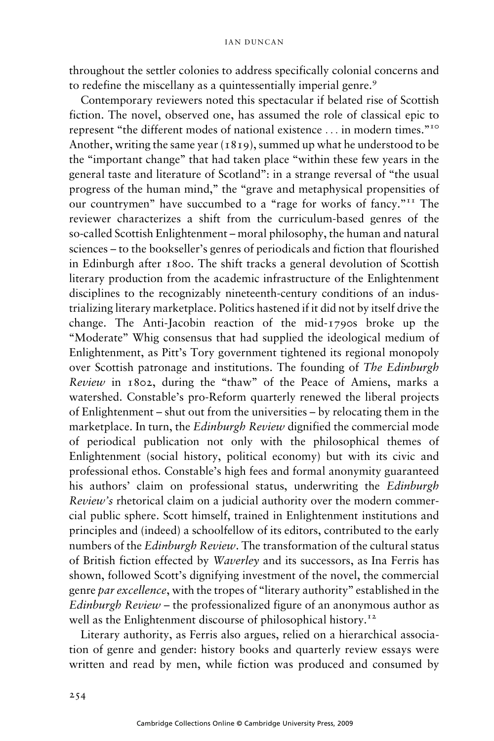throughout the settler colonies to address specifically colonial concerns and to redefine the miscellany as a quintessentially imperial genre.[9]

Contemporary reviewers noted this spectacular if belated rise of Scottish fiction. The novel, observed one, has assumed the role of classical epic to represent "the different modes of national existence ... in modern times."[10] Another, writing the same year (1819), summed up what he understood to be the "important change" that had taken place "within these few years in the general taste and literature of Scotland": in a strange reversal of "the usual progress of the human mind," the "grave and metaphysical propensities of our countrymen" have succumbed to a "rage for works of fancy."[11] The reviewer characterizes a shift from the curriculum-based genres of the so-called Scottish Enlightenment – moral philosophy, the human and natural sciences – to the bookseller's genres of periodicals and fiction that flourished in Edinburgh after 1800. The shift tracks a general devolution of Scottish literary production from the academic infrastructure of the Enlightenment disciplines to the recognizably nineteenth-century conditions of an industrializing literary marketplace. Politics hastened if it did not by itself drive the change. The Anti-Jacobin reaction of the mid-1790s broke up the "Moderate" Whig consensus that had supplied the ideological medium of Enlightenment, as Pitt's Tory government tightened its regional monopoly over Scottish patronage and institutions. The founding of *The Edinburgh Review* in 1802, during the "thaw" of the Peace of Amiens, marks a watershed. Constable's pro-Reform quarterly renewed the liberal projects of Enlightenment – shut out from the universities – by relocating them in the marketplace. In turn, the *Edinburgh Review* dignified the commercial mode of periodical publication not only with the philosophical themes of Enlightenment (social history, political economy) but with its civic and professional ethos. Constable's high fees and formal anonymity guaranteed his authors' claim on professional status, underwriting the *Edinburgh Review's* rhetorical claim on a judicial authority over the modern commercial public sphere. Scott himself, trained in Enlightenment institutions and principles and (indeed) a schoolfellow of its editors, contributed to the early numbers of the *Edinburgh Review*. The transformation of the cultural status of British fiction effected by *Waverley* and its successors, as Ina Ferris has shown, followed Scott's dignifying investment of the novel, the commercial genre *par excellence*, with the tropes of "literary authority" established in the *Edinburgh Review* – the professionalized figure of an anonymous author as well as the Enlightenment discourse of philosophical history.[12]

Literary authority, as Ferris also argues, relied on a hierarchical association of genre and gender: history books and quarterly review essays were written and read by men, while fiction was produced and consumed by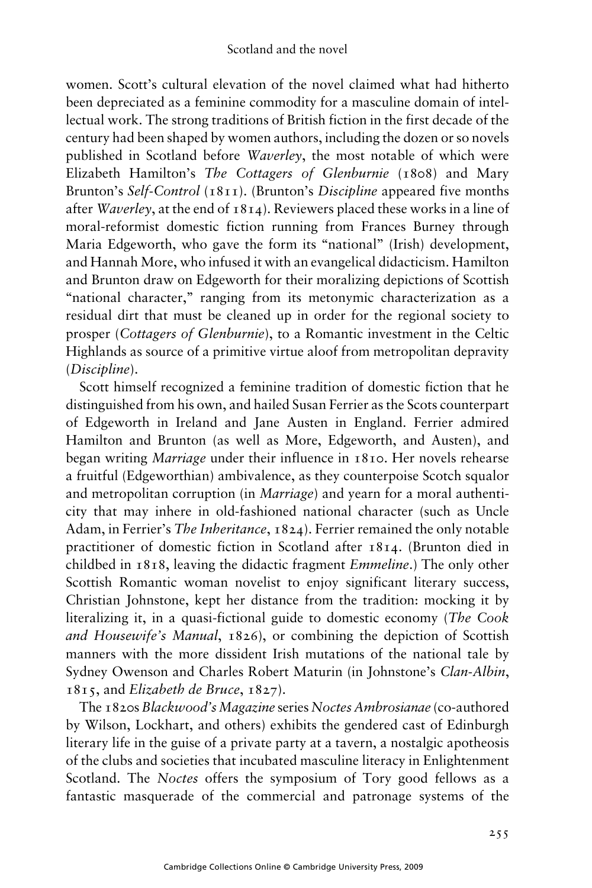women. Scott's cultural elevation of the novel claimed what had hitherto been depreciated as a feminine commodity for a masculine domain of intellectual work. The strong traditions of British fiction in the first decade of the century had been shaped by women authors, including the dozen or so novels published in Scotland before *Waverley*, the most notable of which were Elizabeth Hamilton's *The Cottagers of Glenburnie* (1808) and Mary Brunton's *Self-Control* (1811). (Brunton's *Discipline* appeared five months after *Waverley*, at the end of 1814). Reviewers placed these works in a line of moral-reformist domestic fiction running from Frances Burney through Maria Edgeworth, who gave the form its "national" (Irish) development, and Hannah More, who infused it with an evangelical didacticism. Hamilton and Brunton draw on Edgeworth for their moralizing depictions of Scottish "national character," ranging from its metonymic characterization as a residual dirt that must be cleaned up in order for the regional society to prosper (*Cottagers of Glenburnie*), to a Romantic investment in the Celtic Highlands as source of a primitive virtue aloof from metropolitan depravity (*Discipline*).

Scott himself recognized a feminine tradition of domestic fiction that he distinguished from his own, and hailed Susan Ferrier as the Scots counterpart of Edgeworth in Ireland and Jane Austen in England. Ferrier admired Hamilton and Brunton (as well as More, Edgeworth, and Austen), and began writing *Marriage* under their influence in 1810. Her novels rehearse a fruitful (Edgeworthian) ambivalence, as they counterpoise Scotch squalor and metropolitan corruption (in *Marriage*) and yearn for a moral authenticity that may inhere in old-fashioned national character (such as Uncle Adam, in Ferrier's *The Inheritance*, 1824). Ferrier remained the only notable practitioner of domestic fiction in Scotland after 1814. (Brunton died in childbed in 1818, leaving the didactic fragment *Emmeline*.) The only other Scottish Romantic woman novelist to enjoy significant literary success, Christian Johnstone, kept her distance from the tradition: mocking it by literalizing it, in a quasi-fictional guide to domestic economy (*The Cook and Housewife's Manual*, 1826), or combining the depiction of Scottish manners with the more dissident Irish mutations of the national tale by Sydney Owenson and Charles Robert Maturin (in Johnstone's *Clan-Albin*, 1815, and *Elizabeth de Bruce*, 1827).

The 1820s *Blackwood's Magazine* series *Noctes Ambrosianae* (co-authored by Wilson, Lockhart, and others) exhibits the gendered cast of Edinburgh literary life in the guise of a private party at a tavern, a nostalgic apotheosis of the clubs and societies that incubated masculine literacy in Enlightenment Scotland. The *Noctes* offers the symposium of Tory good fellows as a fantastic masquerade of the commercial and patronage systems of the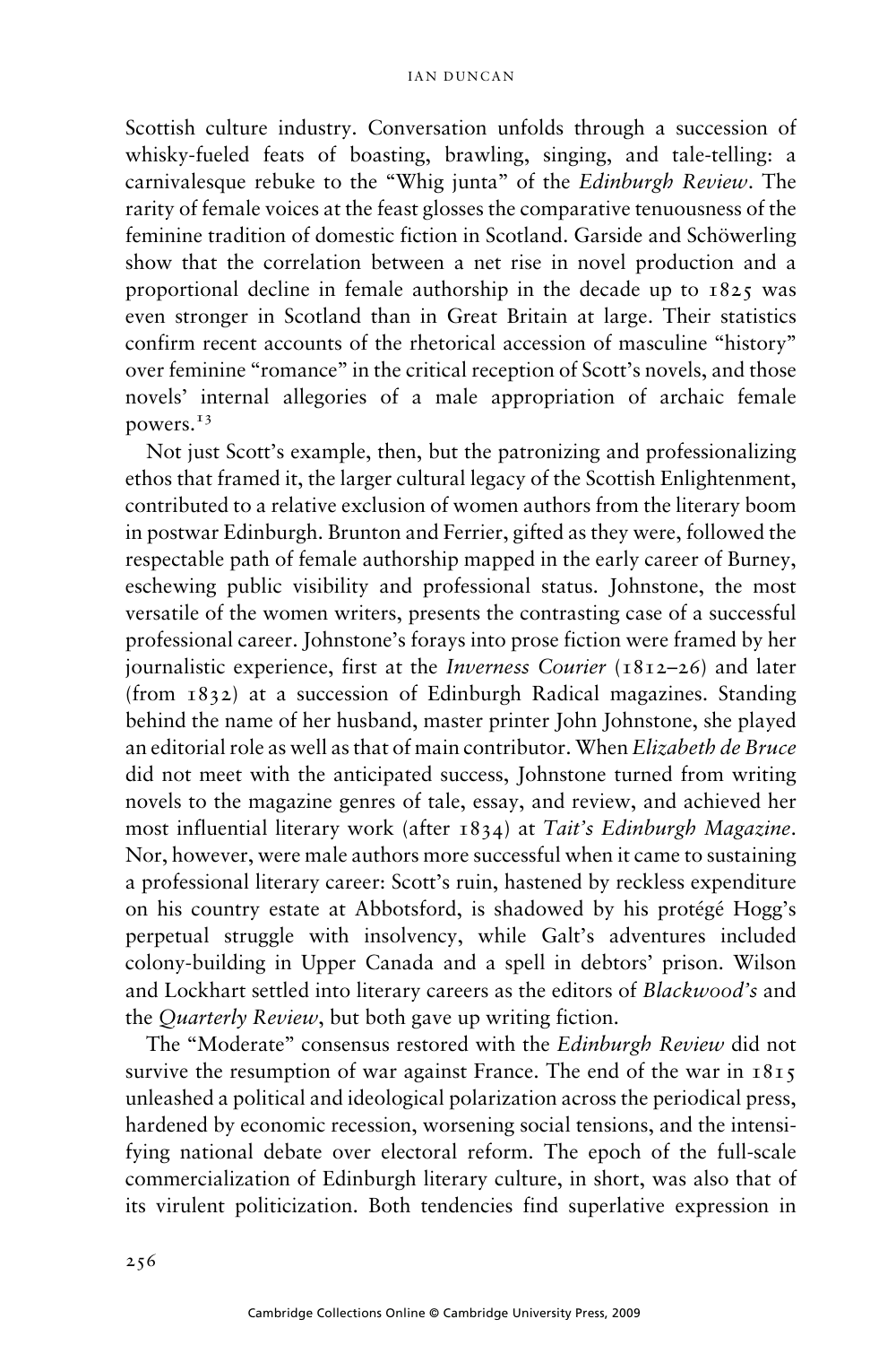Scottish culture industry. Conversation unfolds through a succession of whisky-fueled feats of boasting, brawling, singing, and tale-telling: a carnivalesque rebuke to the "Whig junta" of the *Edinburgh Review*. The rarity of female voices at the feast glosses the comparative tenuousness of the feminine tradition of domestic fiction in Scotland. Garside and Schöwerling show that the correlation between a net rise in novel production and a proportional decline in female authorship in the decade up to 1825 was even stronger in Scotland than in Great Britain at large. Their statistics confirm recent accounts of the rhetorical accession of masculine "history" over feminine "romance" in the critical reception of Scott's novels, and those novels' internal allegories of a male appropriation of archaic female powers.[13]

Not just Scott's example, then, but the patronizing and professionalizing ethos that framed it, the larger cultural legacy of the Scottish Enlightenment, contributed to a relative exclusion of women authors from the literary boom in postwar Edinburgh. Brunton and Ferrier, gifted as they were, followed the respectable path of female authorship mapped in the early career of Burney, eschewing public visibility and professional status. Johnstone, the most versatile of the women writers, presents the contrasting case of a successful professional career. Johnstone's forays into prose fiction were framed by her journalistic experience, first at the *Inverness Courier* (1812–26) and later (from 1832) at a succession of Edinburgh Radical magazines. Standing behind the name of her husband, master printer John Johnstone, she played an editorial role as well as that of main contributor. When *Elizabeth de Bruce* did not meet with the anticipated success, Johnstone turned from writing novels to the magazine genres of tale, essay, and review, and achieved her most influential literary work (after 1834) at *Tait's Edinburgh Magazine*. Nor, however, were male authors more successful when it came to sustaining a professional literary career: Scott's ruin, hastened by reckless expenditure on his country estate at Abbotsford, is shadowed by his protégé Hogg's perpetual struggle with insolvency, while Galt's adventures included colony-building in Upper Canada and a spell in debtors' prison. Wilson and Lockhart settled into literary careers as the editors of *Blackwood's* and the *Quarterly Review*, but both gave up writing fiction.

The "Moderate" consensus restored with the *Edinburgh Review* did not survive the resumption of war against France. The end of the war in 1815 unleashed a political and ideological polarization across the periodical press, hardened by economic recession, worsening social tensions, and the intensifying national debate over electoral reform. The epoch of the full-scale commercialization of Edinburgh literary culture, in short, was also that of its virulent politicization. Both tendencies find superlative expression in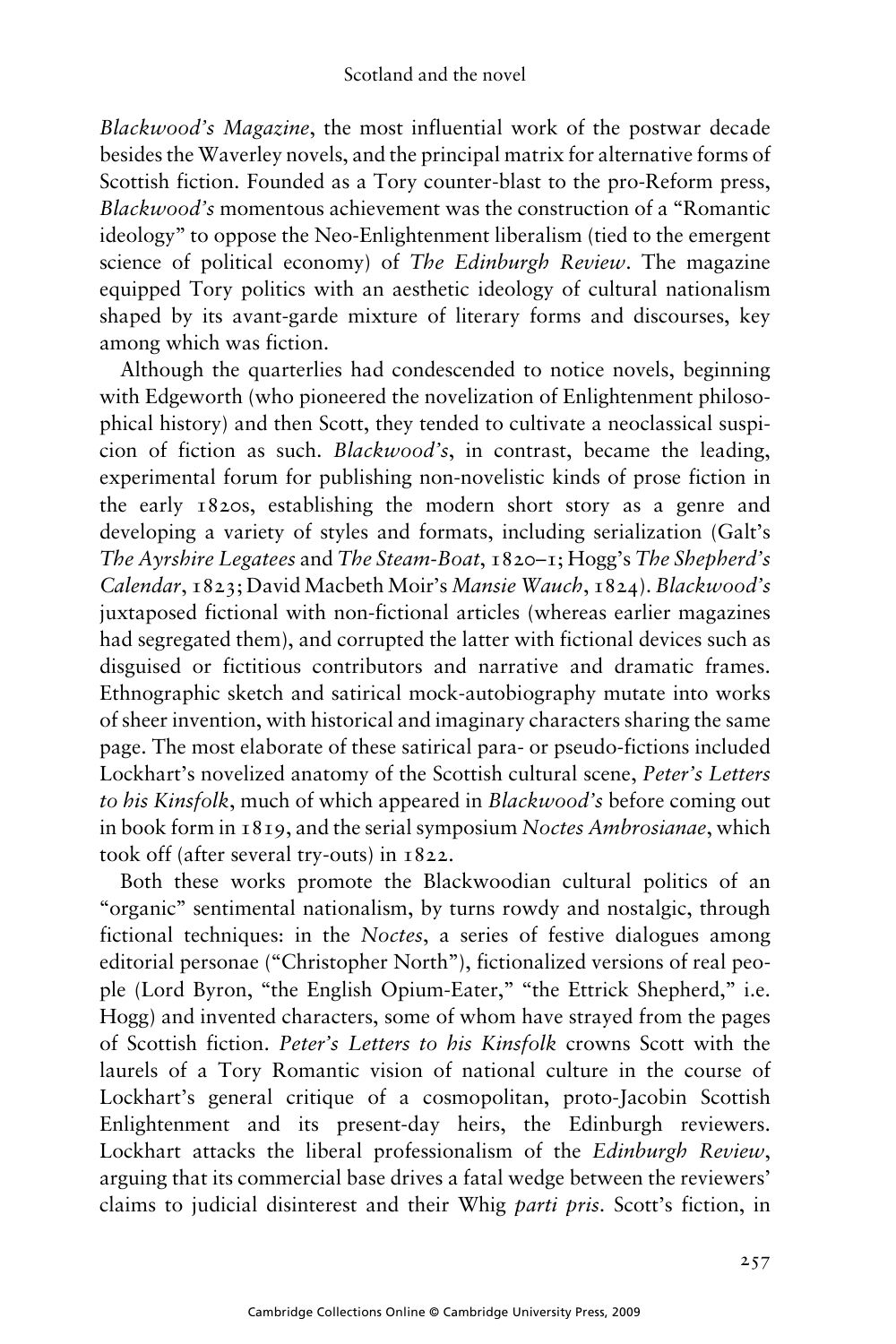*Blackwood's Magazine*, the most influential work of the postwar decade besides the Waverley novels, and the principal matrix for alternative forms of Scottish fiction. Founded as a Tory counter-blast to the pro-Reform press, *Blackwood's* momentous achievement was the construction of a "Romantic ideology" to oppose the Neo-Enlightenment liberalism (tied to the emergent science of political economy) of *The Edinburgh Review*. The magazine equipped Tory politics with an aesthetic ideology of cultural nationalism shaped by its avant-garde mixture of literary forms and discourses, key among which was fiction.

Although the quarterlies had condescended to notice novels, beginning with Edgeworth (who pioneered the novelization of Enlightenment philosophical history) and then Scott, they tended to cultivate a neoclassical suspicion of fiction as such. *Blackwood's*, in contrast, became the leading, experimental forum for publishing non-novelistic kinds of prose fiction in the early 1820s, establishing the modern short story as a genre and developing a variety of styles and formats, including serialization (Galt's *The Ayrshire Legatees* and *The Steam-Boat*, 1820–1; Hogg's *The Shepherd's Calendar*, 1823; David Macbeth Moir's *Mansie Wauch*, 1824). *Blackwood's* juxtaposed fictional with non-fictional articles (whereas earlier magazines had segregated them), and corrupted the latter with fictional devices such as disguised or fictitious contributors and narrative and dramatic frames. Ethnographic sketch and satirical mock-autobiography mutate into works of sheer invention, with historical and imaginary characters sharing the same page. The most elaborate of these satirical para- or pseudo-fictions included Lockhart's novelized anatomy of the Scottish cultural scene, *Peter's Letters to his Kinsfolk*, much of which appeared in *Blackwood's* before coming out in book form in 1819, and the serial symposium *Noctes Ambrosianae*, which took off (after several try-outs) in 1822.

Both these works promote the Blackwoodian cultural politics of an "organic" sentimental nationalism, by turns rowdy and nostalgic, through fictional techniques: in the *Noctes*, a series of festive dialogues among editorial personae ("Christopher North"), fictionalized versions of real people (Lord Byron, "the English Opium-Eater," "the Ettrick Shepherd," i.e. Hogg) and invented characters, some of whom have strayed from the pages of Scottish fiction. *Peter's Letters to his Kinsfolk* crowns Scott with the laurels of a Tory Romantic vision of national culture in the course of Lockhart's general critique of a cosmopolitan, proto-Jacobin Scottish Enlightenment and its present-day heirs, the Edinburgh reviewers. Lockhart attacks the liberal professionalism of the *Edinburgh Review*, arguing that its commercial base drives a fatal wedge between the reviewers' claims to judicial disinterest and their Whig *parti pris*. Scott's fiction, in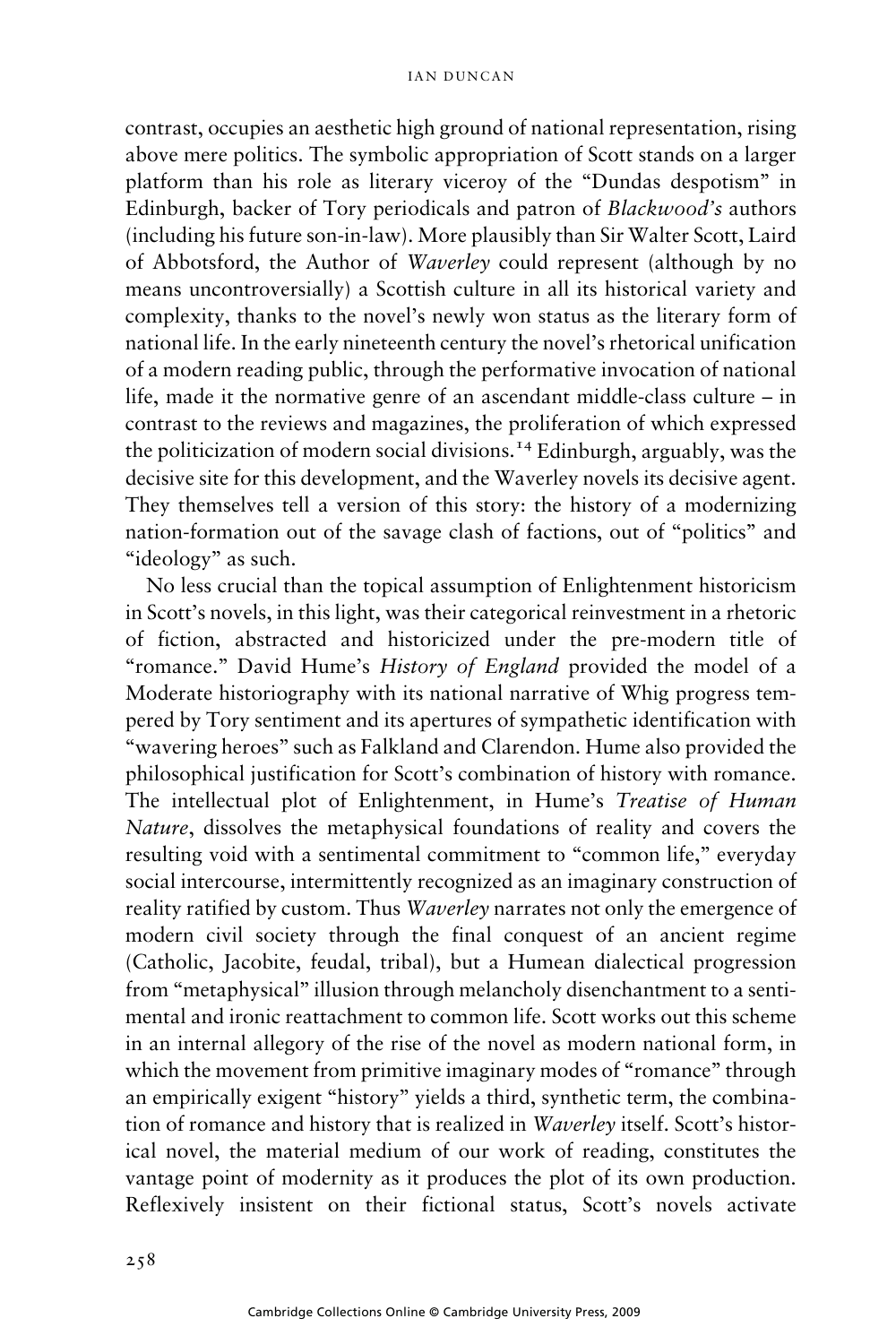contrast, occupies an aesthetic high ground of national representation, rising above mere politics. The symbolic appropriation of Scott stands on a larger platform than his role as literary viceroy of the "Dundas despotism" in Edinburgh, backer of Tory periodicals and patron of *Blackwood's* authors (including his future son-in-law). More plausibly than Sir Walter Scott, Laird of Abbotsford, the Author of *Waverley* could represent (although by no means uncontroversially) a Scottish culture in all its historical variety and complexity, thanks to the novel's newly won status as the literary form of national life. In the early nineteenth century the novel's rhetorical unification of a modern reading public, through the performative invocation of national life, made it the normative genre of an ascendant middle-class culture – in contrast to the reviews and magazines, the proliferation of which expressed the politicization of modern social divisions.[14] Edinburgh, arguably, was the decisive site for this development, and the Waverley novels its decisive agent. They themselves tell a version of this story: the history of a modernizing nation-formation out of the savage clash of factions, out of "politics" and "ideology" as such.

No less crucial than the topical assumption of Enlightenment historicism in Scott's novels, in this light, was their categorical reinvestment in a rhetoric of fiction, abstracted and historicized under the pre-modern title of "romance." David Hume's *History of England* provided the model of a Moderate historiography with its national narrative of Whig progress tempered by Tory sentiment and its apertures of sympathetic identification with "wavering heroes" such as Falkland and Clarendon. Hume also provided the philosophical justification for Scott's combination of history with romance. The intellectual plot of Enlightenment, in Hume's *Treatise of Human Nature*, dissolves the metaphysical foundations of reality and covers the resulting void with a sentimental commitment to "common life," everyday social intercourse, intermittently recognized as an imaginary construction of reality ratified by custom. Thus *Waverley* narrates not only the emergence of modern civil society through the final conquest of an ancient regime (Catholic, Jacobite, feudal, tribal), but a Humean dialectical progression from "metaphysical" illusion through melancholy disenchantment to a sentimental and ironic reattachment to common life. Scott works out this scheme in an internal allegory of the rise of the novel as modern national form, in which the movement from primitive imaginary modes of "romance" through an empirically exigent "history" yields a third, synthetic term, the combination of romance and history that is realized in *Waverley* itself. Scott's historical novel, the material medium of our work of reading, constitutes the vantage point of modernity as it produces the plot of its own production. Reflexively insistent on their fictional status, Scott's novels activate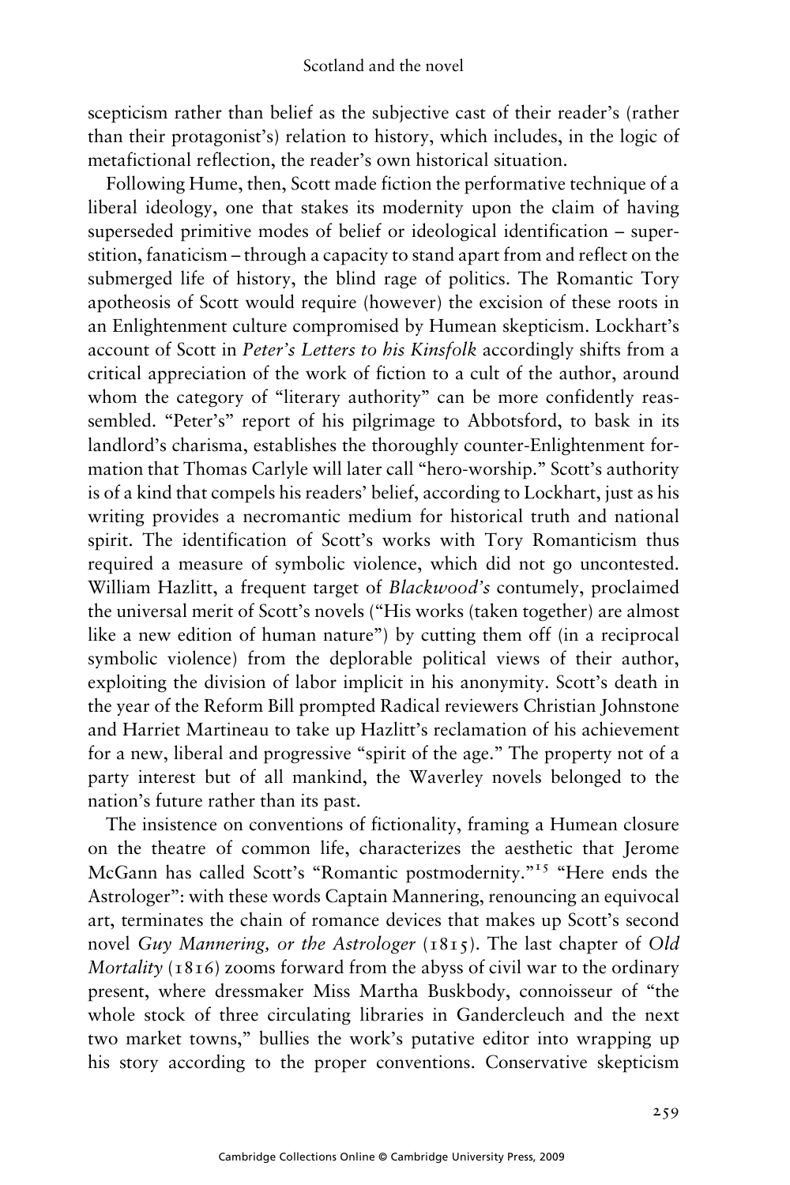scepticism rather than belief as the subjective cast of their reader's (rather than their protagonist's) relation to history, which includes, in the logic of metafictional reflection, the reader's own historical situation.

Following Hume, then, Scott made fiction the performative technique of a liberal ideology, one that stakes its modernity upon the claim of having superseded primitive modes of belief or ideological identification – superstition, fanaticism – through a capacity to stand apart from and reflect on the submerged life of history, the blind rage of politics. The Romantic Tory apotheosis of Scott would require (however) the excision of these roots in an Enlightenment culture compromised by Humean skepticism. Lockhart's account of Scott in *Peter's Letters to his Kinsfolk* accordingly shifts from a critical appreciation of the work of fiction to a cult of the author, around whom the category of "literary authority" can be more confidently reassembled. "Peter's" report of his pilgrimage to Abbotsford, to bask in its landlord's charisma, establishes the thoroughly counter-Enlightenment formation that Thomas Carlyle will later call "hero-worship." Scott's authority is of a kind that compels his readers' belief, according to Lockhart, just as his writing provides a necromantic medium for historical truth and national spirit. The identification of Scott's works with Tory Romanticism thus required a measure of symbolic violence, which did not go uncontested. William Hazlitt, a frequent target of *Blackwood's* contumely, proclaimed the universal merit of Scott's novels ("His works (taken together) are almost like a new edition of human nature") by cutting them off (in a reciprocal symbolic violence) from the deplorable political views of their author, exploiting the division of labor implicit in his anonymity. Scott's death in the year of the Reform Bill prompted Radical reviewers Christian Johnstone and Harriet Martineau to take up Hazlitt's reclamation of his achievement for a new, liberal and progressive "spirit of the age." The property not of a party interest but of all mankind, the Waverley novels belonged to the nation's future rather than its past.

The insistence on conventions of fictionality, framing a Humean closure on the theatre of common life, characterizes the aesthetic that Jerome McGann has called Scott's "Romantic postmodernity."[15] "Here ends the Astrologer": with these words Captain Mannering, renouncing an equivocal art, terminates the chain of romance devices that makes up Scott's second novel *Guy Mannering, or the Astrologer* (1815). The last chapter of *Old Mortality* (1816) zooms forward from the abyss of civil war to the ordinary present, where dressmaker Miss Martha Buskbody, connoisseur of "the whole stock of three circulating libraries in Gandercleuch and the next two market towns," bullies the work's putative editor into wrapping up his story according to the proper conventions. Conservative skepticism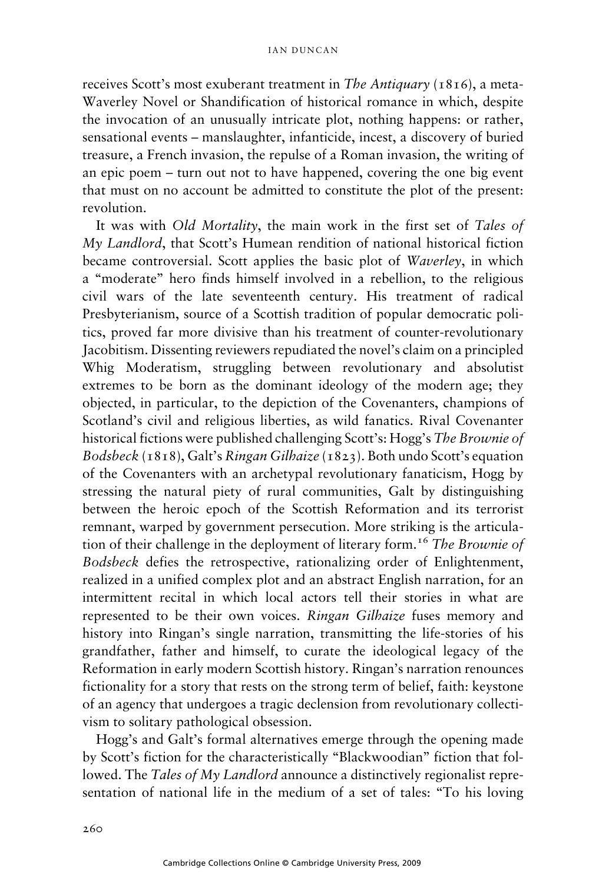receives Scott's most exuberant treatment in *The Antiquary* (1816), a meta-Waverley Novel or Shandification of historical romance in which, despite the invocation of an unusually intricate plot, nothing happens: or rather, sensational events – manslaughter, infanticide, incest, a discovery of buried treasure, a French invasion, the repulse of a Roman invasion, the writing of an epic poem – turn out not to have happened, covering the one big event that must on no account be admitted to constitute the plot of the present: revolution.

It was with *Old Mortality*, the main work in the first set of *Tales of My Landlord*, that Scott's Humean rendition of national historical fiction became controversial. Scott applies the basic plot of *Waverley*, in which a "moderate" hero finds himself involved in a rebellion, to the religious civil wars of the late seventeenth century. His treatment of radical Presbyterianism, source of a Scottish tradition of popular democratic politics, proved far more divisive than his treatment of counter-revolutionary Jacobitism. Dissenting reviewers repudiated the novel's claim on a principled Whig Moderatism, struggling between revolutionary and absolutist extremes to be born as the dominant ideology of the modern age; they objected, in particular, to the depiction of the Covenanters, champions of Scotland's civil and religious liberties, as wild fanatics. Rival Covenanter historical fictions were published challenging Scott's: Hogg's *The Brownie of Bodsbeck* (1818), Galt's *Ringan Gilhaize* (1823). Both undo Scott's equation of the Covenanters with an archetypal revolutionary fanaticism, Hogg by stressing the natural piety of rural communities, Galt by distinguishing between the heroic epoch of the Scottish Reformation and its terrorist remnant, warped by government persecution. More striking is the articulation of their challenge in the deployment of literary form.[16] *The Brownie of Bodsbeck* defies the retrospective, rationalizing order of Enlightenment, realized in a unified complex plot and an abstract English narration, for an intermittent recital in which local actors tell their stories in what are represented to be their own voices. *Ringan Gilhaize* fuses memory and history into Ringan's single narration, transmitting the life-stories of his grandfather, father and himself, to curate the ideological legacy of the Reformation in early modern Scottish history. Ringan's narration renounces fictionality for a story that rests on the strong term of belief, faith: keystone of an agency that undergoes a tragic declension from revolutionary collectivism to solitary pathological obsession.

Hogg's and Galt's formal alternatives emerge through the opening made by Scott's fiction for the characteristically "Blackwoodian" fiction that followed. The *Tales of My Landlord* announce a distinctively regionalist representation of national life in the medium of a set of tales: "To his loving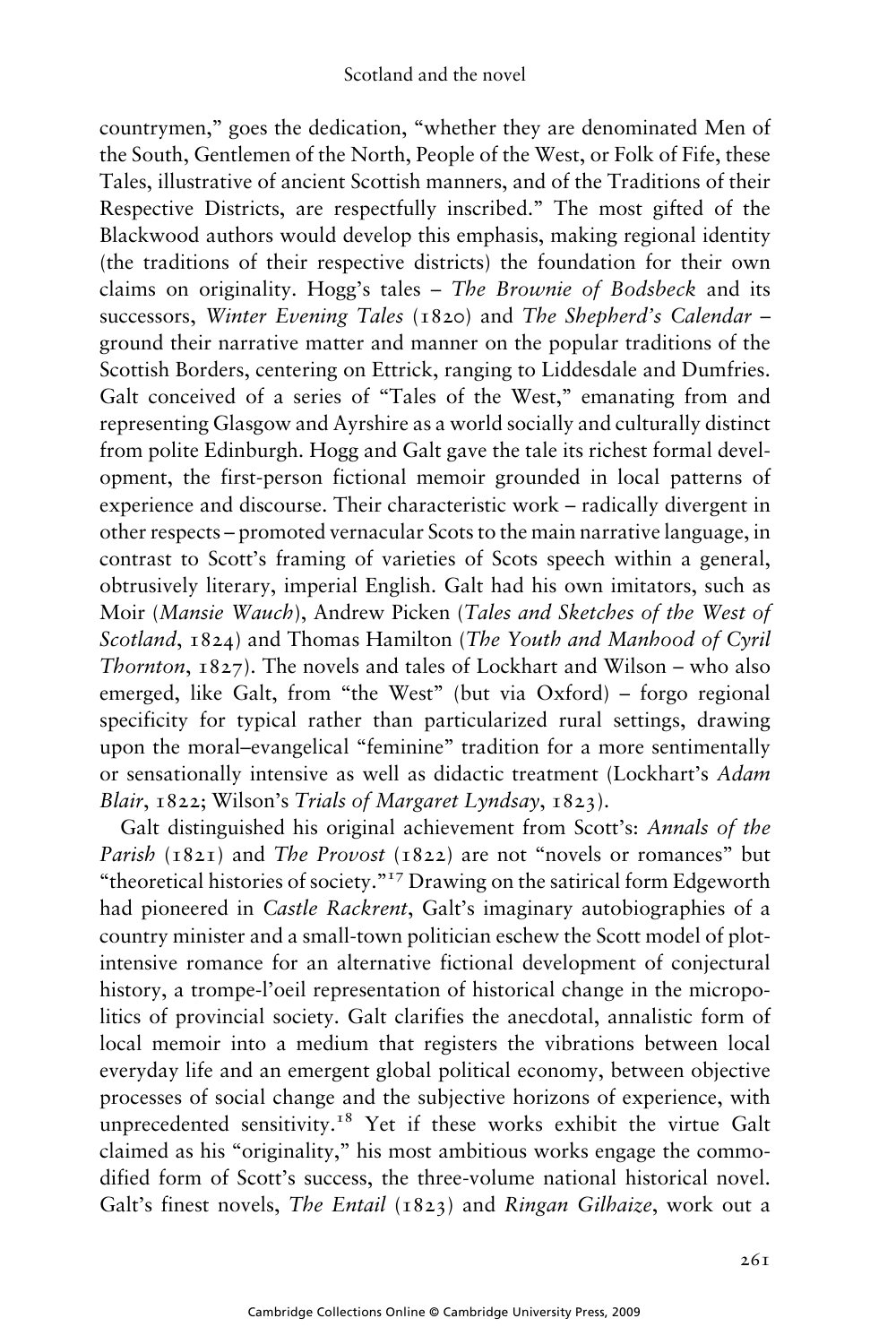countrymen," goes the dedication, "whether they are denominated Men of the South, Gentlemen of the North, People of the West, or Folk of Fife, these Tales, illustrative of ancient Scottish manners, and of the Traditions of their Respective Districts, are respectfully inscribed." The most gifted of the Blackwood authors would develop this emphasis, making regional identity (the traditions of their respective districts) the foundation for their own claims on originality. Hogg's tales – *The Brownie of Bodsbeck* and its successors, *Winter Evening Tales* (1820) and *The Shepherd's Calendar* – ground their narrative matter and manner on the popular traditions of the Scottish Borders, centering on Ettrick, ranging to Liddesdale and Dumfries. Galt conceived of a series of "Tales of the West," emanating from and representing Glasgow and Ayrshire as a world socially and culturally distinct from polite Edinburgh. Hogg and Galt gave the tale its richest formal development, the first-person fictional memoir grounded in local patterns of experience and discourse. Their characteristic work – radically divergent in other respects – promoted vernacular Scots to the main narrative language, in contrast to Scott's framing of varieties of Scots speech within a general, obtrusively literary, imperial English. Galt had his own imitators, such as Moir (*Mansie Wauch*), Andrew Picken (*Tales and Sketches of the West of Scotland*, 1824) and Thomas Hamilton (*The Youth and Manhood of Cyril Thornton*, 1827). The novels and tales of Lockhart and Wilson – who also emerged, like Galt, from "the West" (but via Oxford) – forgo regional specificity for typical rather than particularized rural settings, drawing upon the moral–evangelical "feminine" tradition for a more sentimentally or sensationally intensive as well as didactic treatment (Lockhart's *Adam Blair*, 1822; Wilson's *Trials of Margaret Lyndsay*, 1823).

Galt distinguished his original achievement from Scott's: *Annals of the Parish* (1821) and *The Provost* (1822) are not "novels or romances" but "theoretical histories of society."[17] Drawing on the satirical form Edgeworth had pioneered in *Castle Rackrent*, Galt's imaginary autobiographies of a country minister and a small-town politician eschew the Scott model of plot-intensive romance for an alternative fictional development of conjectural history, a trompe-l'oeil representation of historical change in the micropolitics of provincial society. Galt clarifies the anecdotal, annalistic form of local memoir into a medium that registers the vibrations between local everyday life and an emergent global political economy, between objective processes of social change and the subjective horizons of experience, with unprecedented sensitivity.[18] Yet if these works exhibit the virtue Galt claimed as his "originality," his most ambitious works engage the commodified form of Scott's success, the three-volume national historical novel. Galt's finest novels, *The Entail* (1823) and *Ringan Gilhaize*, work out a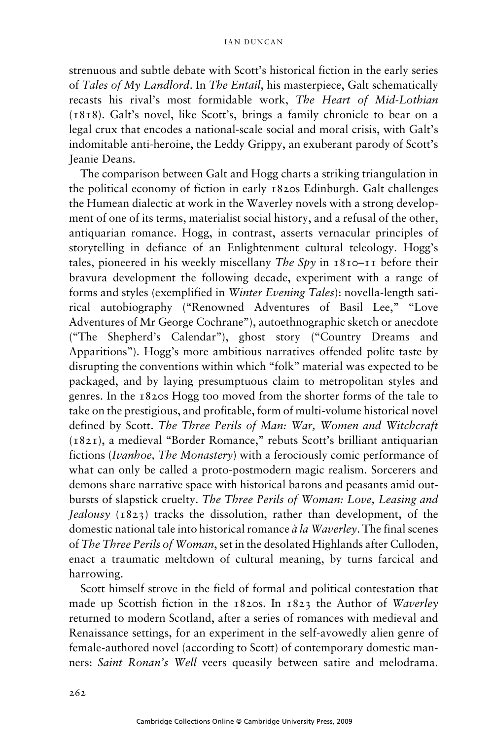strenuous and subtle debate with Scott's historical fiction in the early series of *Tales of My Landlord*. In *The Entail*, his masterpiece, Galt schematically recasts his rival's most formidable work, *The Heart of Mid-Lothian* (1818). Galt's novel, like Scott's, brings a family chronicle to bear on a legal crux that encodes a national-scale social and moral crisis, with Galt's indomitable anti-heroine, the Leddy Grippy, an exuberant parody of Scott's Jeanie Deans.

The comparison between Galt and Hogg charts a striking triangulation in the political economy of fiction in early 1820s Edinburgh. Galt challenges the Humean dialectic at work in the Waverley novels with a strong development of one of its terms, materialist social history, and a refusal of the other, antiquarian romance. Hogg, in contrast, asserts vernacular principles of storytelling in defiance of an Enlightenment cultural teleology. Hogg's tales, pioneered in his weekly miscellany *The Spy* in 1810–11 before their bravura development the following decade, experiment with a range of forms and styles (exemplified in *Winter Evening Tales*): novella-length satirical autobiography ("Renowned Adventures of Basil Lee," "Love Adventures of Mr George Cochrane"), autoethnographic sketch or anecdote ("The Shepherd's Calendar"), ghost story ("Country Dreams and Apparitions"). Hogg's more ambitious narratives offended polite taste by disrupting the conventions within which "folk" material was expected to be packaged, and by laying presumptuous claim to metropolitan styles and genres. In the 1820s Hogg too moved from the shorter forms of the tale to take on the prestigious, and profitable, form of multi-volume historical novel defined by Scott. *The Three Perils of Man: War, Women and Witchcraft* (1821), a medieval "Border Romance," rebuts Scott's brilliant antiquarian fictions (*Ivanhoe, The Monastery*) with a ferociously comic performance of what can only be called a proto-postmodern magic realism. Sorcerers and demons share narrative space with historical barons and peasants amid outbursts of slapstick cruelty. *The Three Perils of Woman: Love, Leasing and Jealousy* (1823) tracks the dissolution, rather than development, of the domestic national tale into historical romance *à la Waverley*. The final scenes of *The Three Perils of Woman*, set in the desolated Highlands after Culloden, enact a traumatic meltdown of cultural meaning, by turns farcical and harrowing.

Scott himself strove in the field of formal and political contestation that made up Scottish fiction in the 1820s. In 1823 the Author of *Waverley* returned to modern Scotland, after a series of romances with medieval and Renaissance settings, for an experiment in the self-avowedly alien genre of female-authored novel (according to Scott) of contemporary domestic manners: *Saint Ronan's Well* veers queasily between satire and melodrama.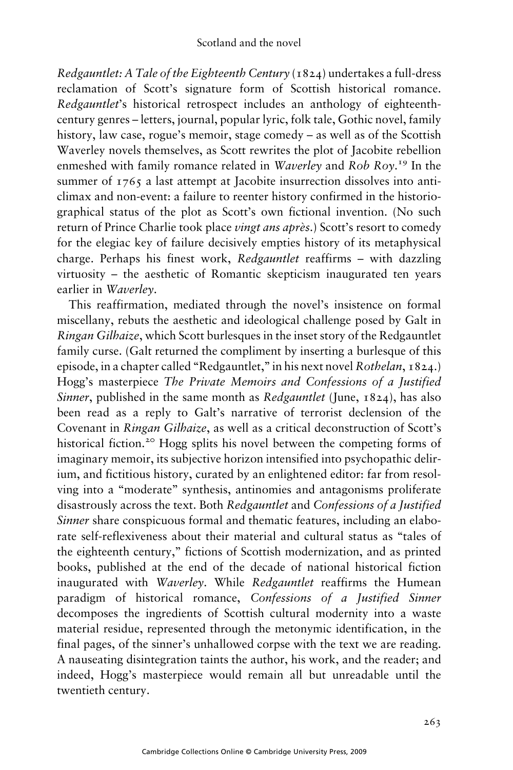*Redgauntlet: A Tale of the Eighteenth Century* (1824) undertakes a full-dress reclamation of Scott's signature form of Scottish historical romance. *Redgauntlet*'s historical retrospect includes an anthology of eighteenth-century genres – letters, journal, popular lyric, folk tale, Gothic novel, family history, law case, rogue's memoir, stage comedy – as well as of the Scottish Waverley novels themselves, as Scott rewrites the plot of Jacobite rebellion enmeshed with family romance related in *Waverley* and *Rob Roy*.[19] In the summer of 1765 a last attempt at Jacobite insurrection dissolves into anticlimax and non-event: a failure to reenter history confirmed in the historiographical status of the plot as Scott's own fictional invention. (No such return of Prince Charlie took place *vingt ans après*.) Scott's resort to comedy for the elegiac key of failure decisively empties history of its metaphysical charge. Perhaps his finest work, *Redgauntlet* reaffirms – with dazzling virtuosity – the aesthetic of Romantic skepticism inaugurated ten years earlier in *Waverley*.

This reaffirmation, mediated through the novel's insistence on formal miscellany, rebuts the aesthetic and ideological challenge posed by Galt in *Ringan Gilhaize*, which Scott burlesques in the inset story of the Redgauntlet family curse. (Galt returned the compliment by inserting a burlesque of this episode, in a chapter called "Redgauntlet," in his next novel *Rothelan*, 1824.) Hogg's masterpiece *The Private Memoirs and Confessions of a Justified Sinner*, published in the same month as *Redgauntlet* (June, 1824), has also been read as a reply to Galt's narrative of terrorist declension of the Covenant in *Ringan Gilhaize*, as well as a critical deconstruction of Scott's historical fiction.[20] Hogg splits his novel between the competing forms of imaginary memoir, its subjective horizon intensified into psychopathic delirium, and fictitious history, curated by an enlightened editor: far from resolving into a "moderate" synthesis, antinomies and antagonisms proliferate disastrously across the text. Both *Redgauntlet* and *Confessions of a Justified Sinner* share conspicuous formal and thematic features, including an elaborate self-reflexiveness about their material and cultural status as "tales of the eighteenth century," fictions of Scottish modernization, and as printed books, published at the end of the decade of national historical fiction inaugurated with *Waverley*. While *Redgauntlet* reaffirms the Humean paradigm of historical romance, *Confessions of a Justified Sinner* decomposes the ingredients of Scottish cultural modernity into a waste material residue, represented through the metonymic identification, in the final pages, of the sinner's unhallowed corpse with the text we are reading. A nauseating disintegration taints the author, his work, and the reader; and indeed, Hogg's masterpiece would remain all but unreadable until the twentieth century.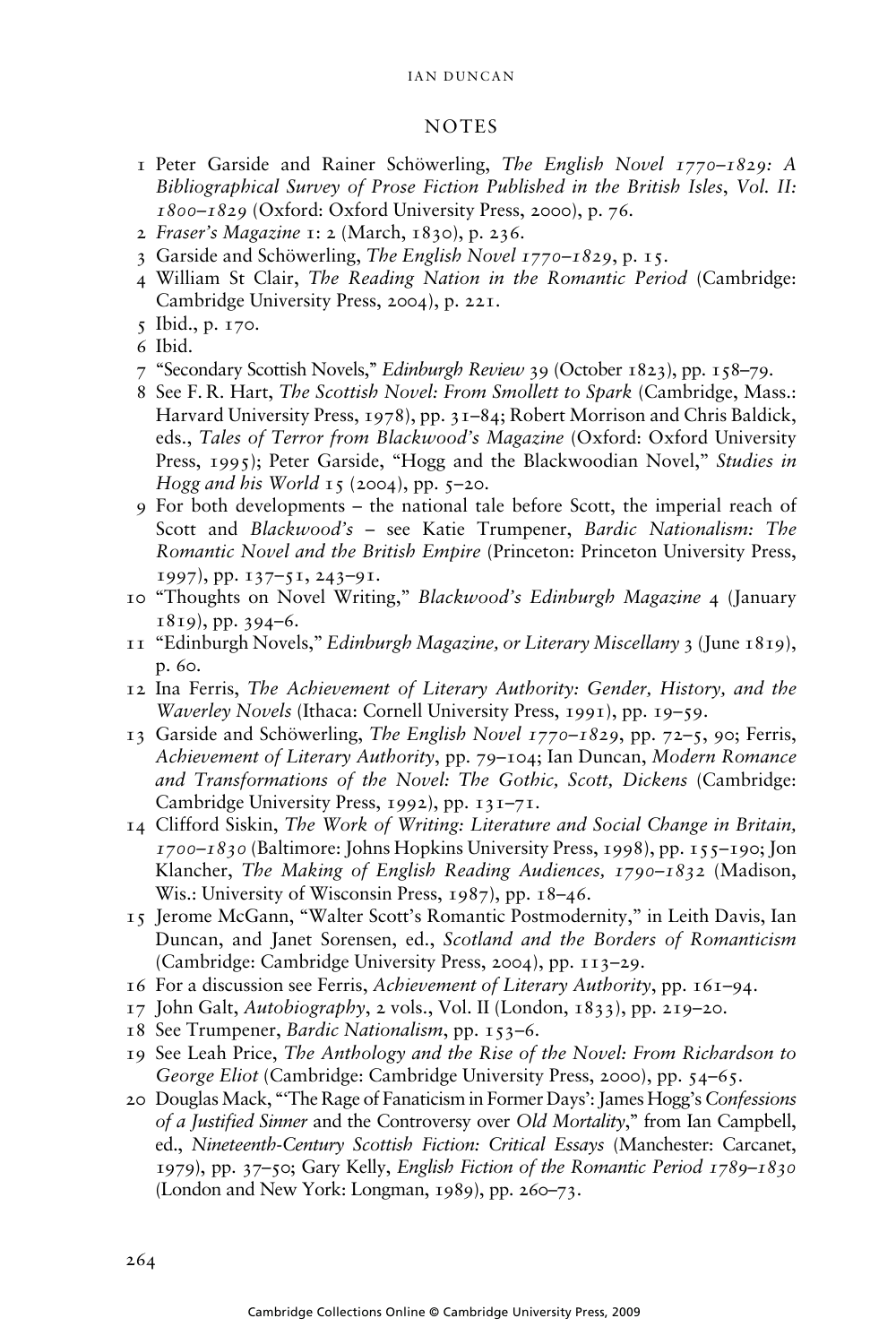## NOTES

1 Peter Garside and Rainer Schöwerling, *The English Novel 1770–1829: A Bibliographical Survey of Prose Fiction Published in the British Isles, Vol. II: 1800–1829* (Oxford: Oxford University Press, 2000), p. 76.

2 *Fraser's Magazine* 1: 2 (March, 1830), p. 236.

3 Garside and Schöwerling, *The English Novel 1770–1829*, p. 15.

4 William St Clair, *The Reading Nation in the Romantic Period* (Cambridge: Cambridge University Press, 2004), p. 221.

5 Ibid., p. 170.

6 Ibid.

7 "Secondary Scottish Novels," *Edinburgh Review* 39 (October 1823), pp. 158–79.

8 See F. R. Hart, *The Scottish Novel: From Smollett to Spark* (Cambridge, Mass.: Harvard University Press, 1978), pp. 31–84; Robert Morrison and Chris Baldick, eds., *Tales of Terror from Blackwood's Magazine* (Oxford: Oxford University Press, 1995); Peter Garside, "Hogg and the Blackwoodian Novel," *Studies in Hogg and his World* 15 (2004), pp. 5–20.

9 For both developments – the national tale before Scott, the imperial reach of Scott and *Blackwood's* – see Katie Trumpener, *Bardic Nationalism: The Romantic Novel and the British Empire* (Princeton: Princeton University Press, 1997), pp. 137–51, 243–91.

10 "Thoughts on Novel Writing," *Blackwood's Edinburgh Magazine* 4 (January 1819), pp. 394–6.

11 "Edinburgh Novels," *Edinburgh Magazine, or Literary Miscellany* 3 (June 1819), p. 60.

12 Ina Ferris, *The Achievement of Literary Authority: Gender, History, and the Waverley Novels* (Ithaca: Cornell University Press, 1991), pp. 19–59.

13 Garside and Schöwerling, *The English Novel 1770–1829*, pp. 72–5, 90; Ferris, *Achievement of Literary Authority*, pp. 79–104; Ian Duncan, *Modern Romance and Transformations of the Novel: The Gothic, Scott, Dickens* (Cambridge: Cambridge University Press, 1992), pp. 131–71.

14 Clifford Siskin, *The Work of Writing: Literature and Social Change in Britain, 1700–1830* (Baltimore: Johns Hopkins University Press, 1998), pp. 155–190; Jon Klancher, *The Making of English Reading Audiences, 1790–1832* (Madison, Wis.: University of Wisconsin Press, 1987), pp. 18–46.

15 Jerome McGann, "Walter Scott's Romantic Postmodernity," in Leith Davis, Ian Duncan, and Janet Sorensen, ed., *Scotland and the Borders of Romanticism* (Cambridge: Cambridge University Press, 2004), pp. 113–29.

16 For a discussion see Ferris, *Achievement of Literary Authority*, pp. 161–94.

17 John Galt, *Autobiography*, 2 vols., Vol. II (London, 1833), pp. 219–20.

18 See Trumpener, *Bardic Nationalism*, pp. 153–6.

19 See Leah Price, *The Anthology and the Rise of the Novel: From Richardson to George Eliot* (Cambridge: Cambridge University Press, 2000), pp. 54–65.

20 Douglas Mack, "'The Rage of Fanaticism in Former Days': James Hogg's *Confessions of a Justified Sinner* and the Controversy over *Old Mortality*," from Ian Campbell, ed., *Nineteenth-Century Scottish Fiction: Critical Essays* (Manchester: Carcanet, 1979), pp. 37–50; Gary Kelly, *English Fiction of the Romantic Period 1789–1830* (London and New York: Longman, 1989), pp. 260–73.